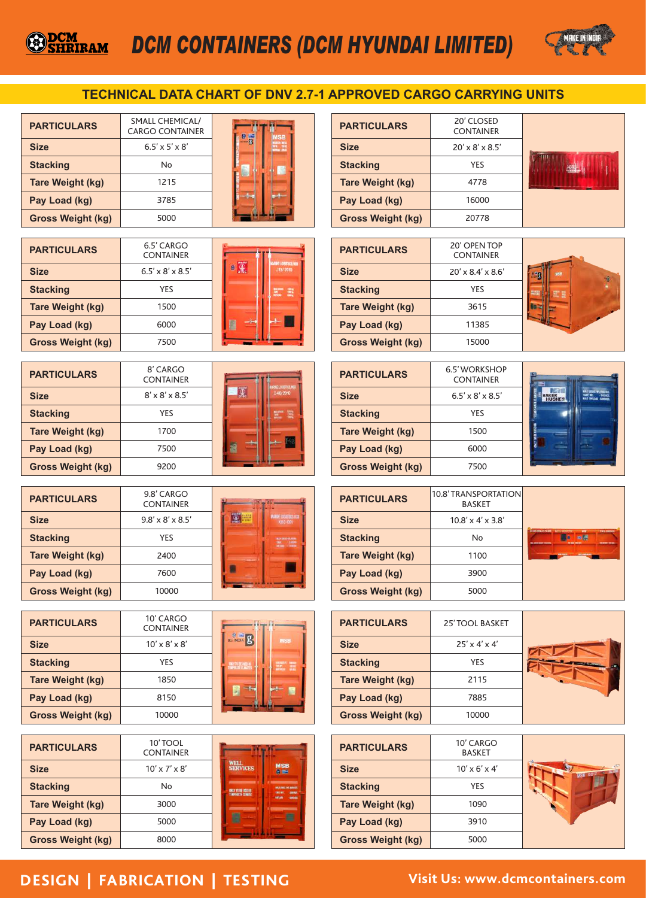# DCM CONTAINERS (DCM HYUNDAI LIMITED)

## TECHNICAL DATA CHART OF DNV 2.7-1 APPROVED CARGO CARRYING UNITS

| PARTICULARS | SMALL CHEMICAL/ CARGO CONTAINER |
|---|---|
| Size | 6.5' x 5' x 8' |
| Stacking | No |
| Tare Weight (kg) | 1215 |
| Pay Load (kg) | 3785 |
| Gross Weight (kg) | 5000 |

| PARTICULARS | 20' CLOSED CONTAINER |
|---|---|
| Size | 20' x 8' x 8.5' |
| Stacking | YES |
| Tare Weight (kg) | 4778 |
| Pay Load (kg) | 16000 |
| Gross Weight (kg) | 20778 |

| PARTICULARS | 6.5' CARGO CONTAINER |
|---|---|
| Size | 6.5' x 8' x 8.5' |
| Stacking | YES |
| Tare Weight (kg) | 1500 |
| Pay Load (kg) | 6000 |
| Gross Weight (kg) | 7500 |

| PARTICULARS | 20' OPEN TOP CONTAINER |
|---|---|
| Size | 20' x 8.4' x 8.6' |
| Stacking | YES |
| Tare Weight (kg) | 3615 |
| Pay Load (kg) | 11385 |
| Gross Weight (kg) | 15000 |

| PARTICULARS | 8' CARGO CONTAINER |
|---|---|
| Size | 8' x 8' x 8.5' |
| Stacking | YES |
| Tare Weight (kg) | 1700 |
| Pay Load (kg) | 7500 |
| Gross Weight (kg) | 9200 |

| PARTICULARS | 6.5' WORKSHOP CONTAINER |
|---|---|
| Size | 6.5' x 8' x 8.5' |
| Stacking | YES |
| Tare Weight (kg) | 1500 |
| Pay Load (kg) | 6000 |
| Gross Weight (kg) | 7500 |

| PARTICULARS | 9.8' CARGO CONTAINER |
|---|---|
| Size | 9.8' x 8' x 8.5' |
| Stacking | YES |
| Tare Weight (kg) | 2400 |
| Pay Load (kg) | 7600 |
| Gross Weight (kg) | 10000 |

| PARTICULARS | 10.8' TRANSPORTATION BASKET |
|---|---|
| Size | 10.8' x 4' x 3.8' |
| Stacking | No |
| Tare Weight (kg) | 1100 |
| Pay Load (kg) | 3900 |
| Gross Weight (kg) | 5000 |

| PARTICULARS | 10' CARGO CONTAINER |
|---|---|
| Size | 10' x 8' x 8' |
| Stacking | YES |
| Tare Weight (kg) | 1850 |
| Pay Load (kg) | 8150 |
| Gross Weight (kg) | 10000 |

| PARTICULARS | 25' TOOL BASKET |
|---|---|
| Size | 25' x 4' x 4' |
| Stacking | YES |
| Tare Weight (kg) | 2115 |
| Pay Load (kg) | 7885 |
| Gross Weight (kg) | 10000 |

| PARTICULARS | 10' TOOL CONTAINER |
|---|---|
| Size | 10' x 7' x 8' |
| Stacking | No |
| Tare Weight (kg) | 3000 |
| Pay Load (kg) | 5000 |
| Gross Weight (kg) | 8000 |

| PARTICULARS | 10' CARGO BASKET |
|---|---|
| Size | 10' x 6' x 4' |
| Stacking | YES |
| Tare Weight (kg) | 1090 |
| Pay Load (kg) | 3910 |
| Gross Weight (kg) | 5000 |

DESIGN | FABRICATION | TESTING

Visit Us: www.dcmcontainers.com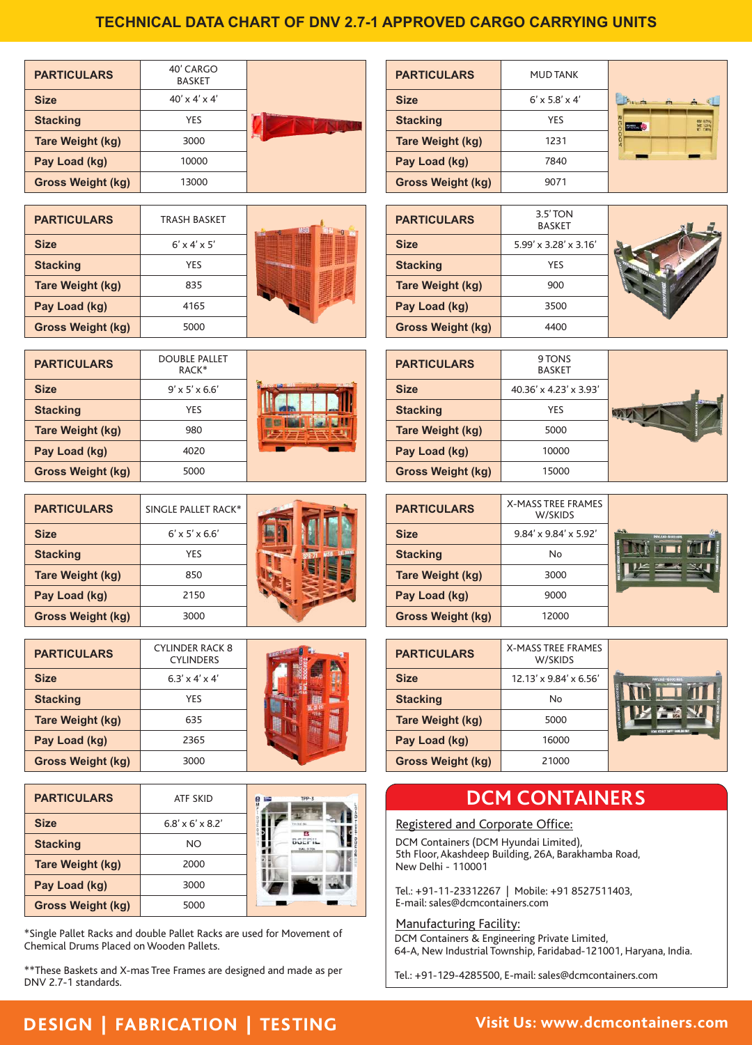# TECHNICAL DATA CHART OF DNV 2.7-1 APPROVED CARGO CARRYING UNITS

| PARTICULARS | 40' CARGO BASKET |
|---|---|
| Size | 40' x 4' x 4' |
| Stacking | YES |
| Tare Weight (kg) | 3000 |
| Pay Load (kg) | 10000 |
| Gross Weight (kg) | 13000 |

| PARTICULARS | MUD TANK |
|---|---|
| Size | 6' x 5.8' x 4' |
| Stacking | YES |
| Tare Weight (kg) | 1231 |
| Pay Load (kg) | 7840 |
| Gross Weight (kg) | 9071 |

| PARTICULARS | TRASH BASKET |
|---|---|
| Size | 6' x 4' x 5' |
| Stacking | YES |
| Tare Weight (kg) | 835 |
| Pay Load (kg) | 4165 |
| Gross Weight (kg) | 5000 |

| PARTICULARS | 3.5' TON BASKET |
|---|---|
| Size | 5.99' x 3.28' x 3.16' |
| Stacking | YES |
| Tare Weight (kg) | 900 |
| Pay Load (kg) | 3500 |
| Gross Weight (kg) | 4400 |

| PARTICULARS | DOUBLE PALLET RACK* |
|---|---|
| Size | 9' x 5' x 6.6' |
| Stacking | YES |
| Tare Weight (kg) | 980 |
| Pay Load (kg) | 4020 |
| Gross Weight (kg) | 5000 |

| PARTICULARS | 9 TONS BASKET |
|---|---|
| Size | 40.36' x 4.23' x 3.93' |
| Stacking | YES |
| Tare Weight (kg) | 5000 |
| Pay Load (kg) | 10000 |
| Gross Weight (kg) | 15000 |

| PARTICULARS | SINGLE PALLET RACK* |
|---|---|
| Size | 6' x 5' x 6.6' |
| Stacking | YES |
| Tare Weight (kg) | 850 |
| Pay Load (kg) | 2150 |
| Gross Weight (kg) | 3000 |

| PARTICULARS | X-MASS TREE FRAMES W/SKIDS |
|---|---|
| Size | 9.84' x 9.84' x 5.92' |
| Stacking | No |
| Tare Weight (kg) | 3000 |
| Pay Load (kg) | 9000 |
| Gross Weight (kg) | 12000 |

| PARTICULARS | CYLINDER RACK 8 CYLINDERS |
|---|---|
| Size | 6.3' x 4' x 4' |
| Stacking | YES |
| Tare Weight (kg) | 635 |
| Pay Load (kg) | 2365 |
| Gross Weight (kg) | 3000 |

| PARTICULARS | X-MASS TREE FRAMES W/SKIDS |
|---|---|
| Size | 12.13' x 9.84' x 6.56' |
| Stacking | No |
| Tare Weight (kg) | 5000 |
| Pay Load (kg) | 16000 |
| Gross Weight (kg) | 21000 |

| PARTICULARS | ATF SKID |
|---|---|
| Size | 6.8' x 6' x 8.2' |
| Stacking | NO |
| Tare Weight (kg) | 2000 |
| Pay Load (kg) | 3000 |
| Gross Weight (kg) | 5000 |

*Single Pallet Racks and double Pallet Racks are used for Movement of Chemical Drums Placed on Wooden Pallets.

**These Baskets and X-mas Tree Frames are designed and made as per DNV 2.7-1 standards.

## DCM CONTAINERS

Registered and Corporate Office:

DCM Containers (DCM Hyundai Limited),
5th Floor, Akashdeep Building, 26A, Barakhamba Road,
New Delhi - 110001

Tel.: +91-11-23312267 | Mobile: +91 8527511403,
E-mail: sales@dcmcontainers.com

Manufacturing Facility:

DCM Containers & Engineering Private Limited,
64-A, New Industrial Township, Faridabad-121001, Haryana, India.

Tel.: +91-129-4285500, E-mail: sales@dcmcontainers.com

**DESIGN | FABRICATION | TESTING**

**Visit Us: www.dcmcontainers.com**